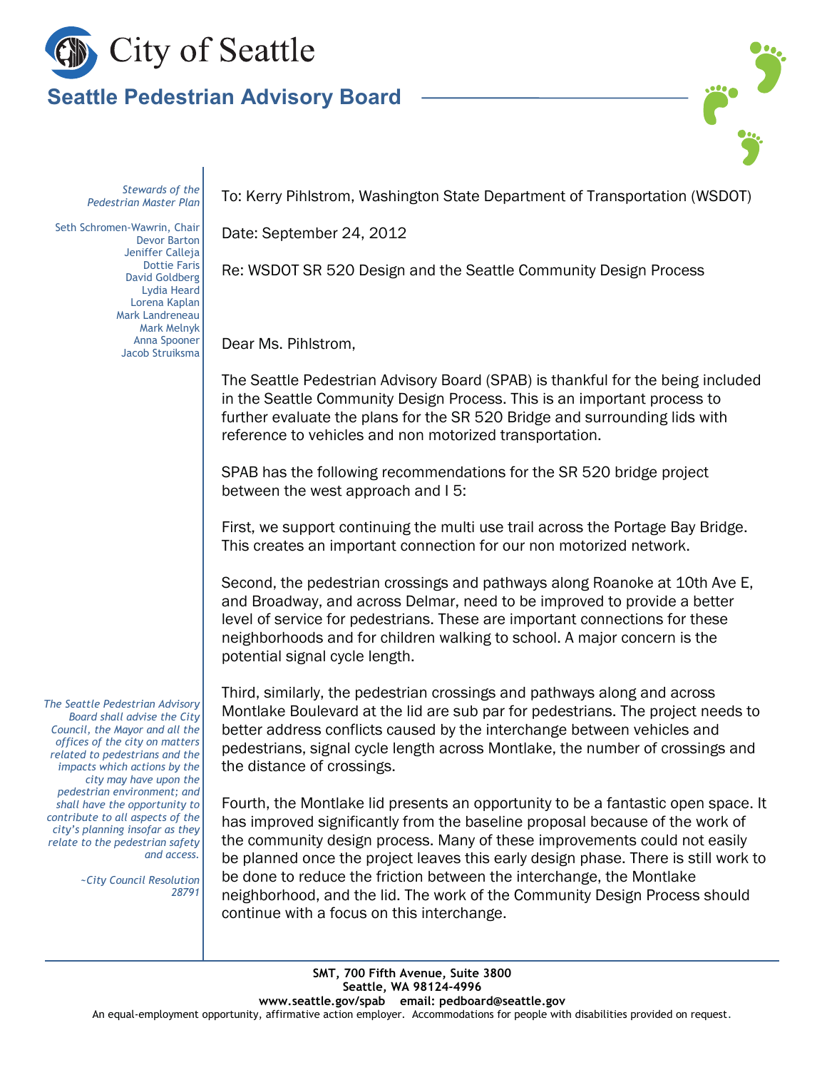# City of Seattle

## Seattle Pedestrian Advisory Board

*Stewards of the Pedestrian Master Plan*

Seth Schromen-Wawrin, Chair
Devor Barton
Jeniffer Calleja
Dottie Faris
David Goldberg
Lydia Heard
Lorena Kaplan
Mark Landreneau
Mark Melnyk
Anna Spooner
Jacob Struiksma

*The Seattle Pedestrian Advisory Board shall advise the City Council, the Mayor and all the offices of the city on matters related to pedestrians and the impacts which actions by the city may have upon the pedestrian environment; and shall have the opportunity to contribute to all aspects of the city's planning insofar as they relate to the pedestrian safety and access.*

*~City Council Resolution 28791*

To: Kerry Pihlstrom, Washington State Department of Transportation (WSDOT)

Date: September 24, 2012

Re: WSDOT SR 520 Design and the Seattle Community Design Process

Dear Ms. Pihlstrom,

The Seattle Pedestrian Advisory Board (SPAB) is thankful for the being included in the Seattle Community Design Process. This is an important process to further evaluate the plans for the SR 520 Bridge and surrounding lids with reference to vehicles and non motorized transportation.

SPAB has the following recommendations for the SR 520 bridge project between the west approach and I 5:

First, we support continuing the multi use trail across the Portage Bay Bridge. This creates an important connection for our non motorized network.

Second, the pedestrian crossings and pathways along Roanoke at 10th Ave E, and Broadway, and across Delmar, need to be improved to provide a better level of service for pedestrians. These are important connections for these neighborhoods and for children walking to school. A major concern is the potential signal cycle length.

Third, similarly, the pedestrian crossings and pathways along and across Montlake Boulevard at the lid are sub par for pedestrians. The project needs to better address conflicts caused by the interchange between vehicles and pedestrians, signal cycle length across Montlake, the number of crossings and the distance of crossings.

Fourth, the Montlake lid presents an opportunity to be a fantastic open space. It has improved significantly from the baseline proposal because of the work of the community design process. Many of these improvements could not easily be planned once the project leaves this early design phase. There is still work to be done to reduce the friction between the interchange, the Montlake neighborhood, and the lid. The work of the Community Design Process should continue with a focus on this interchange.

**SMT, 700 Fifth Avenue, Suite 3800**
**Seattle, WA 98124-4996**
**www.seattle.gov/spab email: pedboard@seattle.gov**
An equal-employment opportunity, affirmative action employer. Accommodations for people with disabilities provided on request.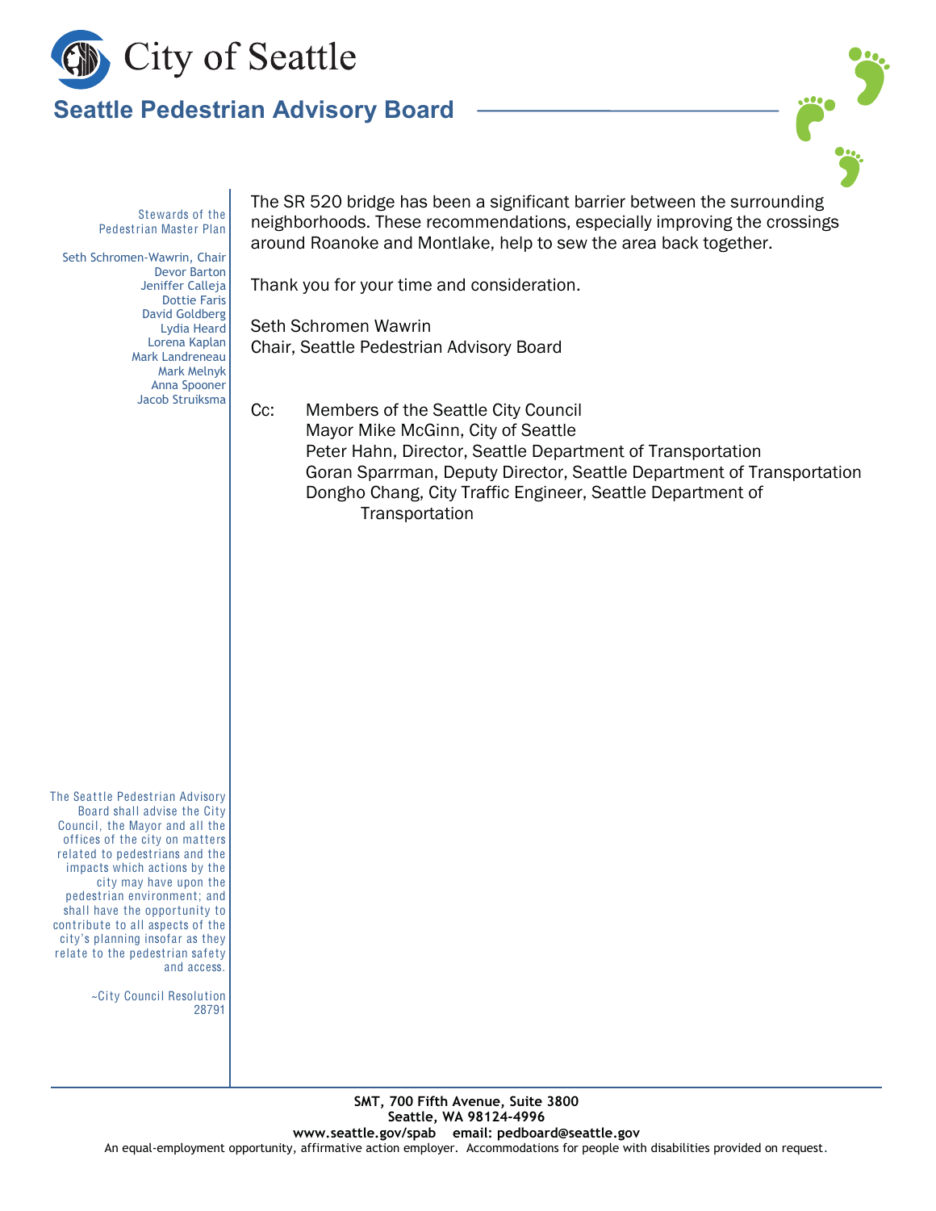# City of Seattle

## Seattle Pedestrian Advisory Board

Stewards of the Pedestrian Master Plan

Seth Schromen-Wawrin, Chair
Devor Barton
Jeniffer Calleja
Dottie Faris
David Goldberg
Lydia Heard
Lorena Kaplan
Mark Landreneau
Mark Melnyk
Anna Spooner
Jacob Struiksma

The SR 520 bridge has been a significant barrier between the surrounding neighborhoods. These recommendations, especially improving the crossings around Roanoke and Montlake, help to sew the area back together.

Thank you for your time and consideration.

Seth Schromen Wawrin
Chair, Seattle Pedestrian Advisory Board

Cc: Members of the Seattle City Council
Mayor Mike McGinn, City of Seattle
Peter Hahn, Director, Seattle Department of Transportation
Goran Sparrman, Deputy Director, Seattle Department of Transportation
Dongho Chang, City Traffic Engineer, Seattle Department of Transportation

The Seattle Pedestrian Advisory Board shall advise the City Council, the Mayor and all the offices of the city on matters related to pedestrians and the impacts which actions by the city may have upon the pedestrian environment; and shall have the opportunity to contribute to all aspects of the city's planning insofar as they relate to the pedestrian safety and access.

~City Council Resolution 28791

**SMT, 700 Fifth Avenue, Suite 3800**
**Seattle, WA 98124-4996**
**www.seattle.gov/spab email: pedboard@seattle.gov**
An equal-employment opportunity, affirmative action employer. Accommodations for people with disabilities provided on request.